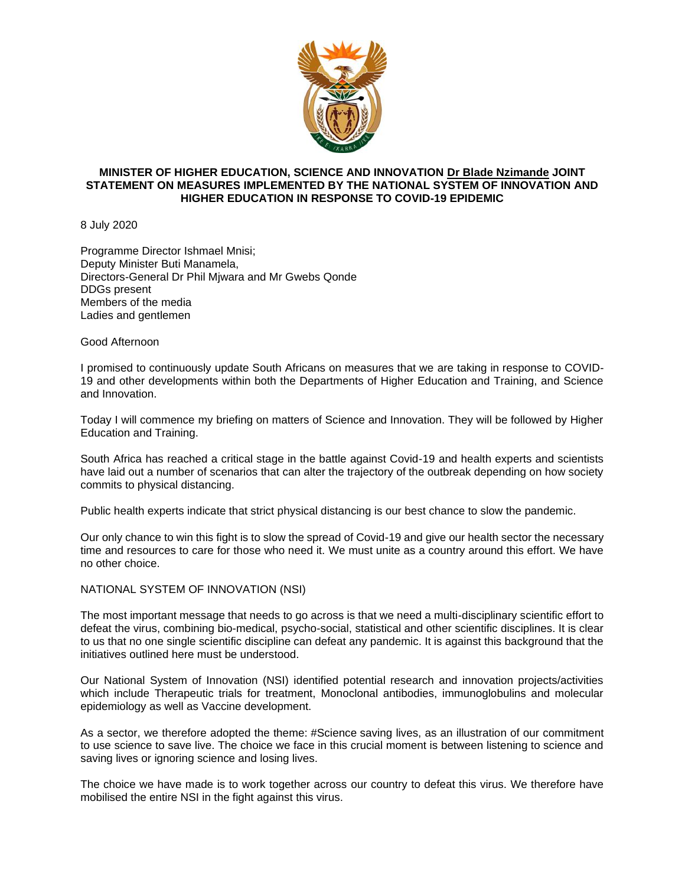# MINISTER OF HIGHER EDUCATION, SCIENCE AND INNOVATION Dr Blade Nzimande JOINT STATEMENT ON MEASURES IMPLEMENTED BY THE NATIONAL SYSTEM OF INNOVATION AND HIGHER EDUCATION IN RESPONSE TO COVID-19 EPIDEMIC

8 July 2020

Programme Director Ishmael Mnisi;
Deputy Minister Buti Manamela,
Directors-General Dr Phil Mjwara and Mr Gwebs Qonde
DDGs present
Members of the media
Ladies and gentlemen

Good Afternoon

I promised to continuously update South Africans on measures that we are taking in response to COVID-19 and other developments within both the Departments of Higher Education and Training, and Science and Innovation.

Today I will commence my briefing on matters of Science and Innovation. They will be followed by Higher Education and Training.

South Africa has reached a critical stage in the battle against Covid-19 and health experts and scientists have laid out a number of scenarios that can alter the trajectory of the outbreak depending on how society commits to physical distancing.

Public health experts indicate that strict physical distancing is our best chance to slow the pandemic.

Our only chance to win this fight is to slow the spread of Covid-19 and give our health sector the necessary time and resources to care for those who need it. We must unite as a country around this effort. We have no other choice.

## NATIONAL SYSTEM OF INNOVATION (NSI)

The most important message that needs to go across is that we need a multi-disciplinary scientific effort to defeat the virus, combining bio-medical, psycho-social, statistical and other scientific disciplines. It is clear to us that no one single scientific discipline can defeat any pandemic. It is against this background that the initiatives outlined here must be understood.

Our National System of Innovation (NSI) identified potential research and innovation projects/activities which include Therapeutic trials for treatment, Monoclonal antibodies, immunoglobulins and molecular epidemiology as well as Vaccine development.

As a sector, we therefore adopted the theme: #Science saving lives, as an illustration of our commitment to use science to save live. The choice we face in this crucial moment is between listening to science and saving lives or ignoring science and losing lives.

The choice we have made is to work together across our country to defeat this virus. We therefore have mobilised the entire NSI in the fight against this virus.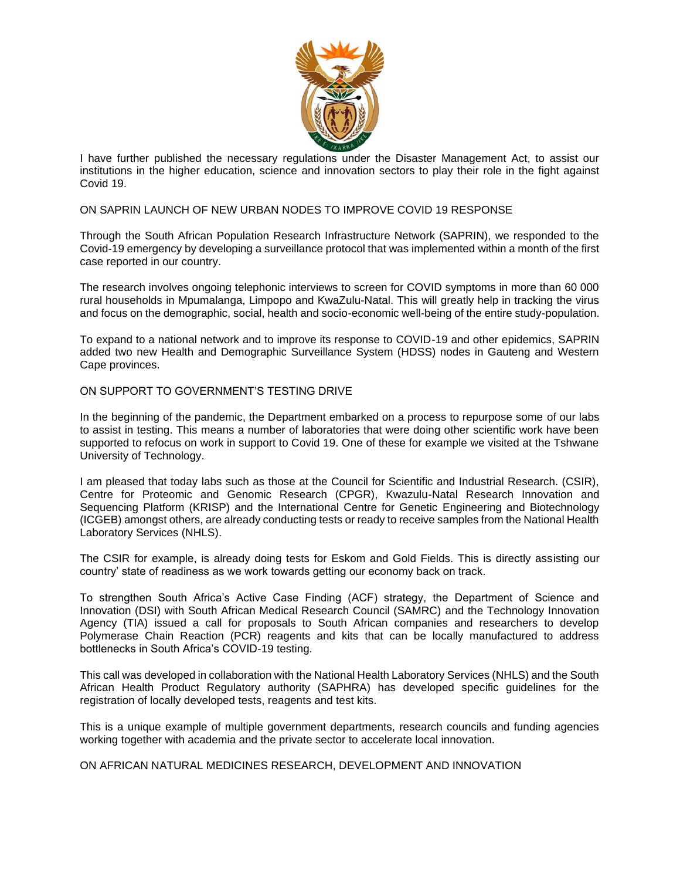I have further published the necessary regulations under the Disaster Management Act, to assist our institutions in the higher education, science and innovation sectors to play their role in the fight against Covid 19.

## ON SAPRIN LAUNCH OF NEW URBAN NODES TO IMPROVE COVID 19 RESPONSE

Through the South African Population Research Infrastructure Network (SAPRIN), we responded to the Covid-19 emergency by developing a surveillance protocol that was implemented within a month of the first case reported in our country.

The research involves ongoing telephonic interviews to screen for COVID symptoms in more than 60 000 rural households in Mpumalanga, Limpopo and KwaZulu-Natal. This will greatly help in tracking the virus and focus on the demographic, social, health and socio-economic well-being of the entire study-population.

To expand to a national network and to improve its response to COVID-19 and other epidemics, SAPRIN added two new Health and Demographic Surveillance System (HDSS) nodes in Gauteng and Western Cape provinces.

## ON SUPPORT TO GOVERNMENT'S TESTING DRIVE

In the beginning of the pandemic, the Department embarked on a process to repurpose some of our labs to assist in testing. This means a number of laboratories that were doing other scientific work have been supported to refocus on work in support to Covid 19. One of these for example we visited at the Tshwane University of Technology.

I am pleased that today labs such as those at the Council for Scientific and Industrial Research. (CSIR), Centre for Proteomic and Genomic Research (CPGR), Kwazulu-Natal Research Innovation and Sequencing Platform (KRISP) and the International Centre for Genetic Engineering and Biotechnology (ICGEB) amongst others, are already conducting tests or ready to receive samples from the National Health Laboratory Services (NHLS).

The CSIR for example, is already doing tests for Eskom and Gold Fields. This is directly assisting our country' state of readiness as we work towards getting our economy back on track.

To strengthen South Africa's Active Case Finding (ACF) strategy, the Department of Science and Innovation (DSI) with South African Medical Research Council (SAMRC) and the Technology Innovation Agency (TIA) issued a call for proposals to South African companies and researchers to develop Polymerase Chain Reaction (PCR) reagents and kits that can be locally manufactured to address bottlenecks in South Africa's COVID-19 testing.

This call was developed in collaboration with the National Health Laboratory Services (NHLS) and the South African Health Product Regulatory authority (SAPHRA) has developed specific guidelines for the registration of locally developed tests, reagents and test kits.

This is a unique example of multiple government departments, research councils and funding agencies working together with academia and the private sector to accelerate local innovation.

## ON AFRICAN NATURAL MEDICINES RESEARCH, DEVELOPMENT AND INNOVATION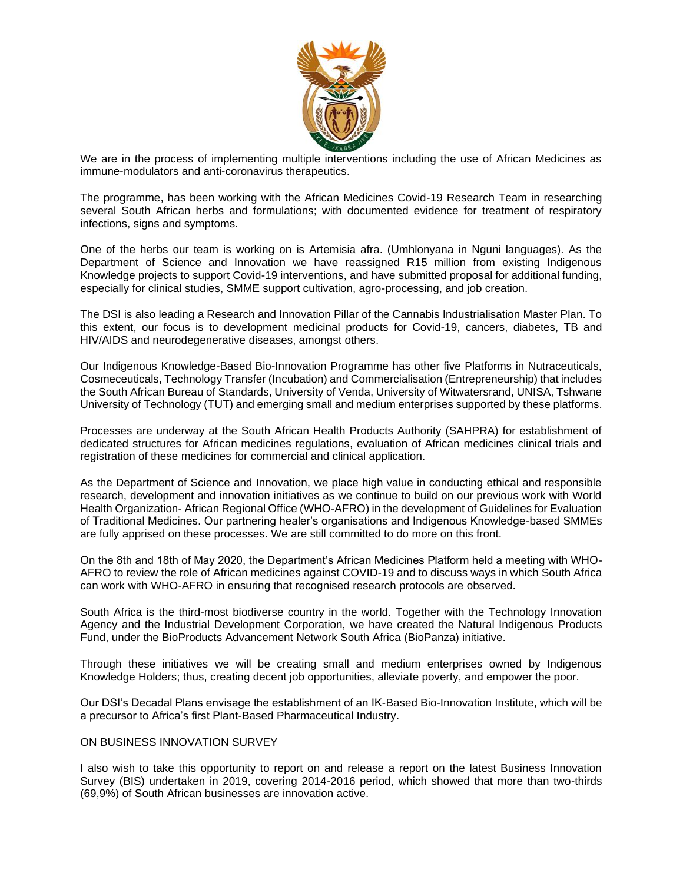We are in the process of implementing multiple interventions including the use of African Medicines as immune-modulators and anti-coronavirus therapeutics.

The programme, has been working with the African Medicines Covid-19 Research Team in researching several South African herbs and formulations; with documented evidence for treatment of respiratory infections, signs and symptoms.

One of the herbs our team is working on is Artemisia afra. (Umhlonyana in Nguni languages). As the Department of Science and Innovation we have reassigned R15 million from existing Indigenous Knowledge projects to support Covid-19 interventions, and have submitted proposal for additional funding, especially for clinical studies, SMME support cultivation, agro-processing, and job creation.

The DSI is also leading a Research and Innovation Pillar of the Cannabis Industrialisation Master Plan. To this extent, our focus is to development medicinal products for Covid-19, cancers, diabetes, TB and HIV/AIDS and neurodegenerative diseases, amongst others.

Our Indigenous Knowledge-Based Bio-Innovation Programme has other five Platforms in Nutraceuticals, Cosmeceuticals, Technology Transfer (Incubation) and Commercialisation (Entrepreneurship) that includes the South African Bureau of Standards, University of Venda, University of Witwatersrand, UNISA, Tshwane University of Technology (TUT) and emerging small and medium enterprises supported by these platforms.

Processes are underway at the South African Health Products Authority (SAHPRA) for establishment of dedicated structures for African medicines regulations, evaluation of African medicines clinical trials and registration of these medicines for commercial and clinical application.

As the Department of Science and Innovation, we place high value in conducting ethical and responsible research, development and innovation initiatives as we continue to build on our previous work with World Health Organization- African Regional Office (WHO-AFRO) in the development of Guidelines for Evaluation of Traditional Medicines. Our partnering healer's organisations and Indigenous Knowledge-based SMMEs are fully apprised on these processes. We are still committed to do more on this front.

On the 8th and 18th of May 2020, the Department's African Medicines Platform held a meeting with WHO-AFRO to review the role of African medicines against COVID-19 and to discuss ways in which South Africa can work with WHO-AFRO in ensuring that recognised research protocols are observed.

South Africa is the third-most biodiverse country in the world. Together with the Technology Innovation Agency and the Industrial Development Corporation, we have created the Natural Indigenous Products Fund, under the BioProducts Advancement Network South Africa (BioPanza) initiative.

Through these initiatives we will be creating small and medium enterprises owned by Indigenous Knowledge Holders; thus, creating decent job opportunities, alleviate poverty, and empower the poor.

Our DSI's Decadal Plans envisage the establishment of an IK-Based Bio-Innovation Institute, which will be a precursor to Africa's first Plant-Based Pharmaceutical Industry.

ON BUSINESS INNOVATION SURVEY

I also wish to take this opportunity to report on and release a report on the latest Business Innovation Survey (BIS) undertaken in 2019, covering 2014-2016 period, which showed that more than two-thirds (69,9%) of South African businesses are innovation active.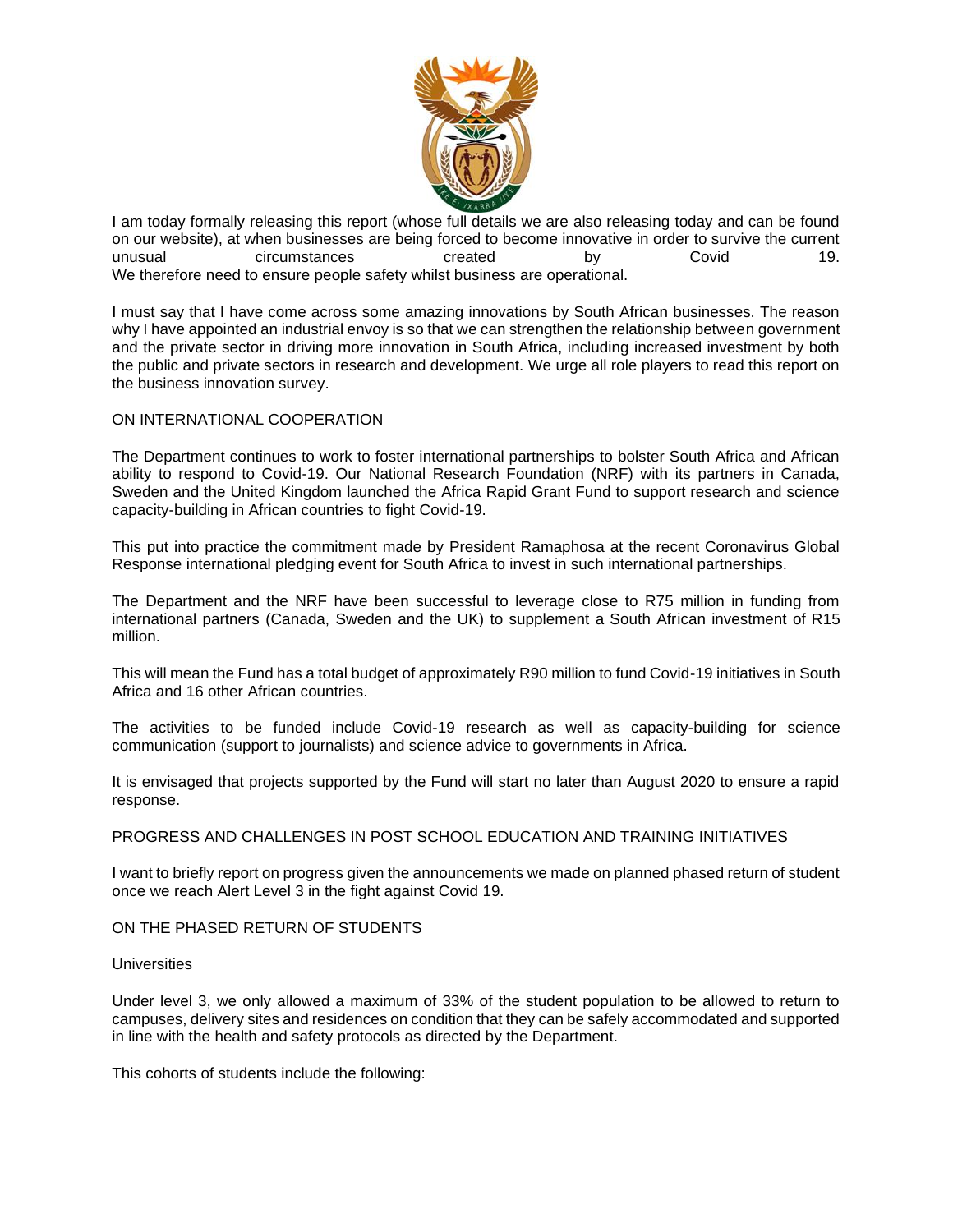I am today formally releasing this report (whose full details we are also releasing today and can be found on our website), at when businesses are being forced to become innovative in order to survive the current unusual circumstances created by Covid 19. We therefore need to ensure people safety whilst business are operational.

I must say that I have come across some amazing innovations by South African businesses. The reason why I have appointed an industrial envoy is so that we can strengthen the relationship between government and the private sector in driving more innovation in South Africa, including increased investment by both the public and private sectors in research and development. We urge all role players to read this report on the business innovation survey.

## ON INTERNATIONAL COOPERATION

The Department continues to work to foster international partnerships to bolster South Africa and African ability to respond to Covid-19. Our National Research Foundation (NRF) with its partners in Canada, Sweden and the United Kingdom launched the Africa Rapid Grant Fund to support research and science capacity-building in African countries to fight Covid-19.

This put into practice the commitment made by President Ramaphosa at the recent Coronavirus Global Response international pledging event for South Africa to invest in such international partnerships.

The Department and the NRF have been successful to leverage close to R75 million in funding from international partners (Canada, Sweden and the UK) to supplement a South African investment of R15 million.

This will mean the Fund has a total budget of approximately R90 million to fund Covid-19 initiatives in South Africa and 16 other African countries.

The activities to be funded include Covid-19 research as well as capacity-building for science communication (support to journalists) and science advice to governments in Africa.

It is envisaged that projects supported by the Fund will start no later than August 2020 to ensure a rapid response.

## PROGRESS AND CHALLENGES IN POST SCHOOL EDUCATION AND TRAINING INITIATIVES

I want to briefly report on progress given the announcements we made on planned phased return of student once we reach Alert Level 3 in the fight against Covid 19.

## ON THE PHASED RETURN OF STUDENTS

### Universities

Under level 3, we only allowed a maximum of 33% of the student population to be allowed to return to campuses, delivery sites and residences on condition that they can be safely accommodated and supported in line with the health and safety protocols as directed by the Department.

This cohorts of students include the following: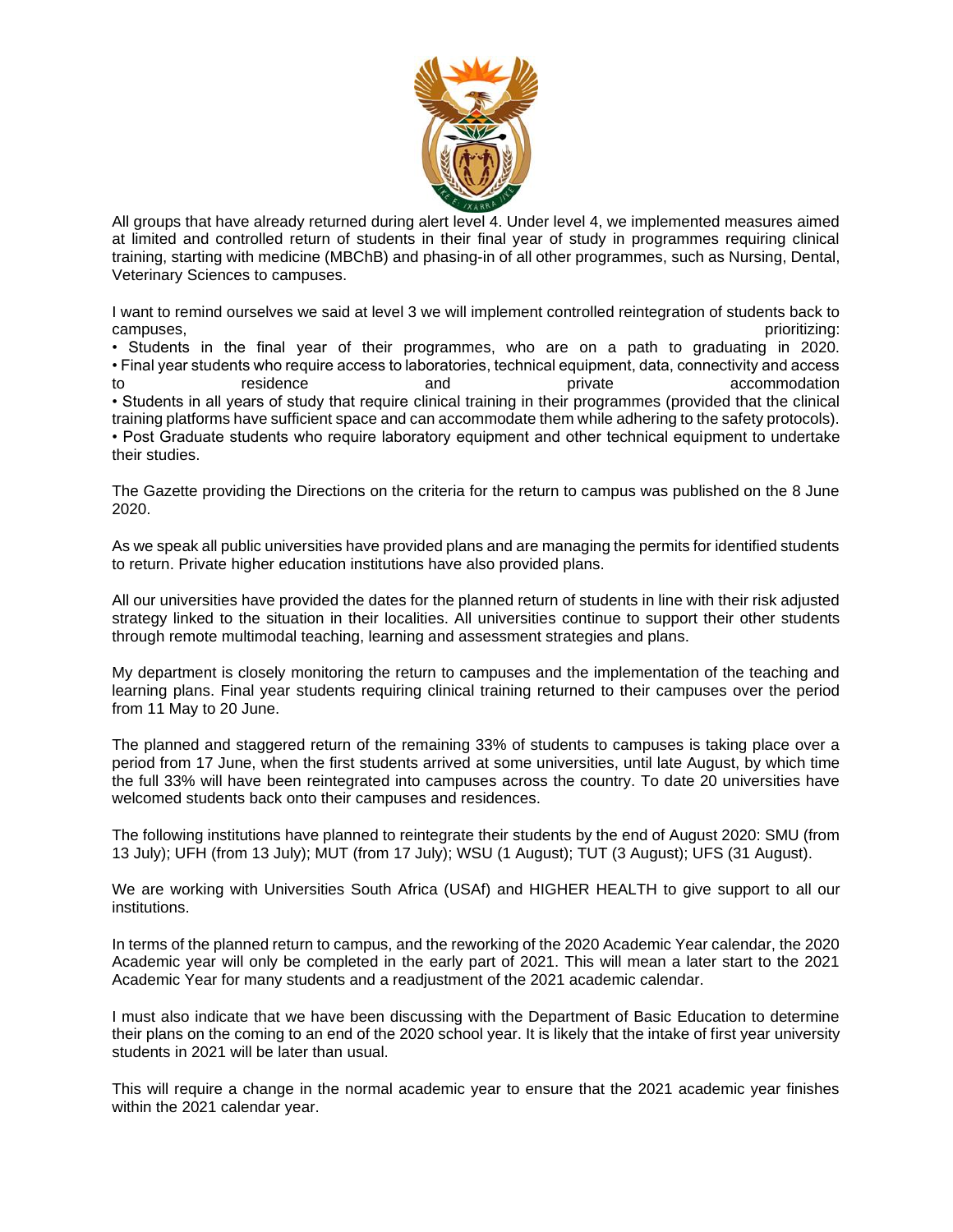All groups that have already returned during alert level 4. Under level 4, we implemented measures aimed at limited and controlled return of students in their final year of study in programmes requiring clinical training, starting with medicine (MBChB) and phasing-in of all other programmes, such as Nursing, Dental, Veterinary Sciences to campuses.

I want to remind ourselves we said at level 3 we will implement controlled reintegration of students back to campuses, prioritizing:

- Students in the final year of their programmes, who are on a path to graduating in 2020.
- Final year students who require access to laboratories, technical equipment, data, connectivity and access to residence and private accommodation
- Students in all years of study that require clinical training in their programmes (provided that the clinical training platforms have sufficient space and can accommodate them while adhering to the safety protocols).
- Post Graduate students who require laboratory equipment and other technical equipment to undertake their studies.

The Gazette providing the Directions on the criteria for the return to campus was published on the 8 June 2020.

As we speak all public universities have provided plans and are managing the permits for identified students to return. Private higher education institutions have also provided plans.

All our universities have provided the dates for the planned return of students in line with their risk adjusted strategy linked to the situation in their localities. All universities continue to support their other students through remote multimodal teaching, learning and assessment strategies and plans.

My department is closely monitoring the return to campuses and the implementation of the teaching and learning plans. Final year students requiring clinical training returned to their campuses over the period from 11 May to 20 June.

The planned and staggered return of the remaining 33% of students to campuses is taking place over a period from 17 June, when the first students arrived at some universities, until late August, by which time the full 33% will have been reintegrated into campuses across the country. To date 20 universities have welcomed students back onto their campuses and residences.

The following institutions have planned to reintegrate their students by the end of August 2020: SMU (from 13 July); UFH (from 13 July); MUT (from 17 July); WSU (1 August); TUT (3 August); UFS (31 August).

We are working with Universities South Africa (USAf) and HIGHER HEALTH to give support to all our institutions.

In terms of the planned return to campus, and the reworking of the 2020 Academic Year calendar, the 2020 Academic year will only be completed in the early part of 2021. This will mean a later start to the 2021 Academic Year for many students and a readjustment of the 2021 academic calendar.

I must also indicate that we have been discussing with the Department of Basic Education to determine their plans on the coming to an end of the 2020 school year. It is likely that the intake of first year university students in 2021 will be later than usual.

This will require a change in the normal academic year to ensure that the 2021 academic year finishes within the 2021 calendar year.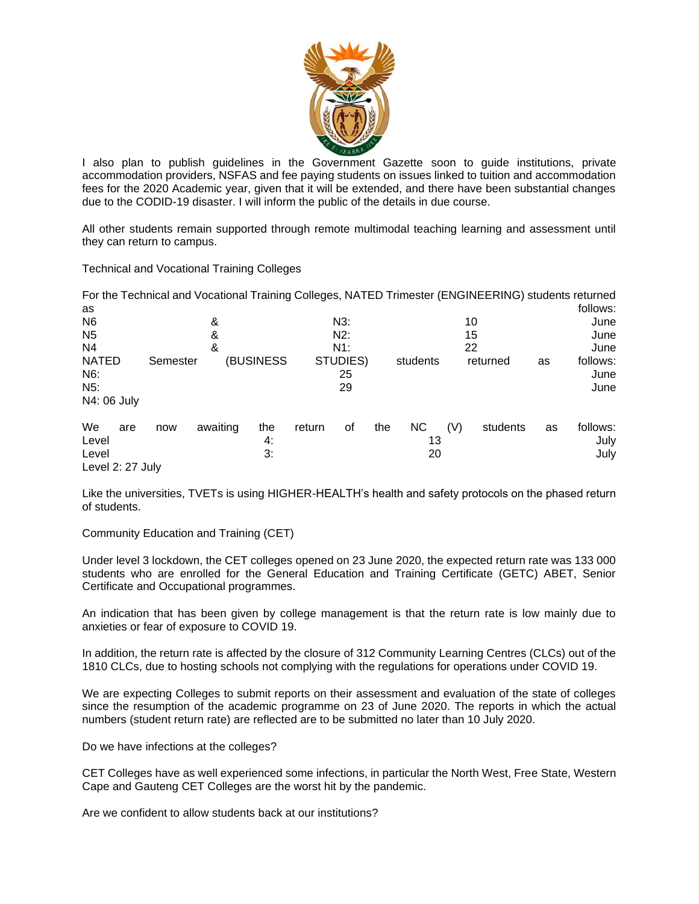I also plan to publish guidelines in the Government Gazette soon to guide institutions, private accommodation providers, NSFAS and fee paying students on issues linked to tuition and accommodation fees for the 2020 Academic year, given that it will be extended, and there have been substantial changes due to the CODID-19 disaster. I will inform the public of the details in due course.

All other students remain supported through remote multimodal teaching learning and assessment until they can return to campus.

Technical and Vocational Training Colleges

For the Technical and Vocational Training Colleges, NATED Trimester (ENGINEERING) students returned as follows:
N6 & N3: 10 June
N5 & N2: 15 June
N4 & N1: 22 June
NATED Semester (BUSINESS STUDIES) students returned as follows:
N6: 25 June
N5: 29 June
N4: 06 July

We are now awaiting the return of the NC (V) students as follows:
Level 4: 13 July
Level 3: 20 July
Level 2: 27 July

Like the universities, TVETs is using HIGHER-HEALTH's health and safety protocols on the phased return of students.

Community Education and Training (CET)

Under level 3 lockdown, the CET colleges opened on 23 June 2020, the expected return rate was 133 000 students who are enrolled for the General Education and Training Certificate (GETC) ABET, Senior Certificate and Occupational programmes.

An indication that has been given by college management is that the return rate is low mainly due to anxieties or fear of exposure to COVID 19.

In addition, the return rate is affected by the closure of 312 Community Learning Centres (CLCs) out of the 1810 CLCs, due to hosting schools not complying with the regulations for operations under COVID 19.

We are expecting Colleges to submit reports on their assessment and evaluation of the state of colleges since the resumption of the academic programme on 23 of June 2020. The reports in which the actual numbers (student return rate) are reflected are to be submitted no later than 10 July 2020.

Do we have infections at the colleges?

CET Colleges have as well experienced some infections, in particular the North West, Free State, Western Cape and Gauteng CET Colleges are the worst hit by the pandemic.

Are we confident to allow students back at our institutions?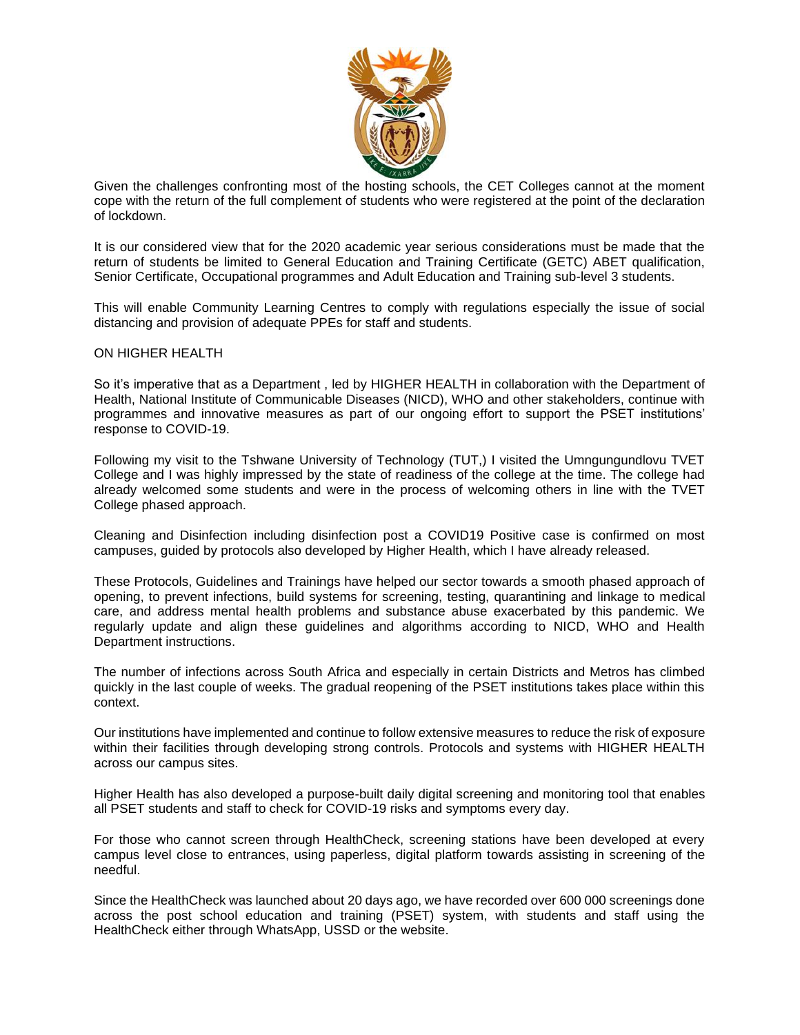Given the challenges confronting most of the hosting schools, the CET Colleges cannot at the moment cope with the return of the full complement of students who were registered at the point of the declaration of lockdown.

It is our considered view that for the 2020 academic year serious considerations must be made that the return of students be limited to General Education and Training Certificate (GETC) ABET qualification, Senior Certificate, Occupational programmes and Adult Education and Training sub-level 3 students.

This will enable Community Learning Centres to comply with regulations especially the issue of social distancing and provision of adequate PPEs for staff and students.

ON HIGHER HEALTH

So it's imperative that as a Department , led by HIGHER HEALTH in collaboration with the Department of Health, National Institute of Communicable Diseases (NICD), WHO and other stakeholders, continue with programmes and innovative measures as part of our ongoing effort to support the PSET institutions' response to COVID-19.

Following my visit to the Tshwane University of Technology (TUT,) I visited the Umngungundlovu TVET College and I was highly impressed by the state of readiness of the college at the time. The college had already welcomed some students and were in the process of welcoming others in line with the TVET College phased approach.

Cleaning and Disinfection including disinfection post a COVID19 Positive case is confirmed on most campuses, guided by protocols also developed by Higher Health, which I have already released.

These Protocols, Guidelines and Trainings have helped our sector towards a smooth phased approach of opening, to prevent infections, build systems for screening, testing, quarantining and linkage to medical care, and address mental health problems and substance abuse exacerbated by this pandemic. We regularly update and align these guidelines and algorithms according to NICD, WHO and Health Department instructions.

The number of infections across South Africa and especially in certain Districts and Metros has climbed quickly in the last couple of weeks. The gradual reopening of the PSET institutions takes place within this context.

Our institutions have implemented and continue to follow extensive measures to reduce the risk of exposure within their facilities through developing strong controls. Protocols and systems with HIGHER HEALTH across our campus sites.

Higher Health has also developed a purpose-built daily digital screening and monitoring tool that enables all PSET students and staff to check for COVID-19 risks and symptoms every day.

For those who cannot screen through HealthCheck, screening stations have been developed at every campus level close to entrances, using paperless, digital platform towards assisting in screening of the needful.

Since the HealthCheck was launched about 20 days ago, we have recorded over 600 000 screenings done across the post school education and training (PSET) system, with students and staff using the HealthCheck either through WhatsApp, USSD or the website.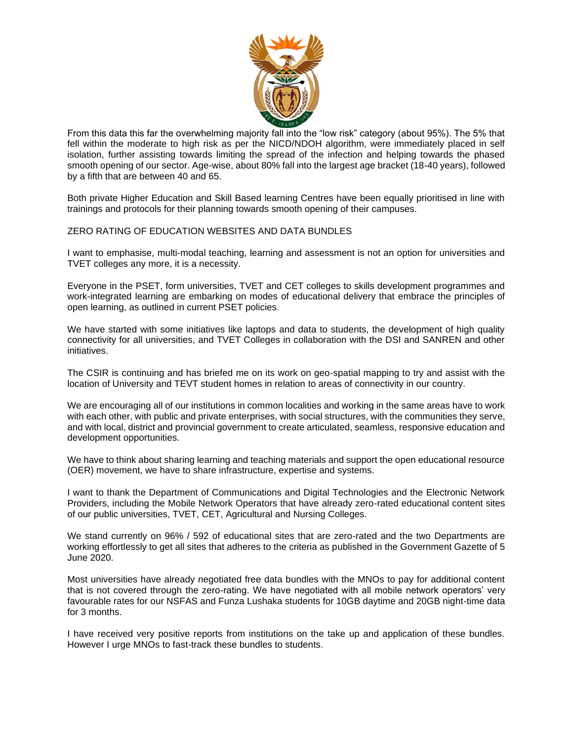From this data this far the overwhelming majority fall into the "low risk" category (about 95%). The 5% that fell within the moderate to high risk as per the NICD/NDOH algorithm, were immediately placed in self isolation, further assisting towards limiting the spread of the infection and helping towards the phased smooth opening of our sector. Age-wise, about 80% fall into the largest age bracket (18-40 years), followed by a fifth that are between 40 and 65.

Both private Higher Education and Skill Based learning Centres have been equally prioritised in line with trainings and protocols for their planning towards smooth opening of their campuses.

ZERO RATING OF EDUCATION WEBSITES AND DATA BUNDLES

I want to emphasise, multi-modal teaching, learning and assessment is not an option for universities and TVET colleges any more, it is a necessity.

Everyone in the PSET, form universities, TVET and CET colleges to skills development programmes and work-integrated learning are embarking on modes of educational delivery that embrace the principles of open learning, as outlined in current PSET policies.

We have started with some initiatives like laptops and data to students, the development of high quality connectivity for all universities, and TVET Colleges in collaboration with the DSI and SANREN and other initiatives.

The CSIR is continuing and has briefed me on its work on geo-spatial mapping to try and assist with the location of University and TEVT student homes in relation to areas of connectivity in our country.

We are encouraging all of our institutions in common localities and working in the same areas have to work with each other, with public and private enterprises, with social structures, with the communities they serve, and with local, district and provincial government to create articulated, seamless, responsive education and development opportunities.

We have to think about sharing learning and teaching materials and support the open educational resource (OER) movement, we have to share infrastructure, expertise and systems.

I want to thank the Department of Communications and Digital Technologies and the Electronic Network Providers, including the Mobile Network Operators that have already zero-rated educational content sites of our public universities, TVET, CET, Agricultural and Nursing Colleges.

We stand currently on 96% / 592 of educational sites that are zero-rated and the two Departments are working effortlessly to get all sites that adheres to the criteria as published in the Government Gazette of 5 June 2020.

Most universities have already negotiated free data bundles with the MNOs to pay for additional content that is not covered through the zero-rating. We have negotiated with all mobile network operators' very favourable rates for our NSFAS and Funza Lushaka students for 10GB daytime and 20GB night-time data for 3 months.

I have received very positive reports from institutions on the take up and application of these bundles. However I urge MNOs to fast-track these bundles to students.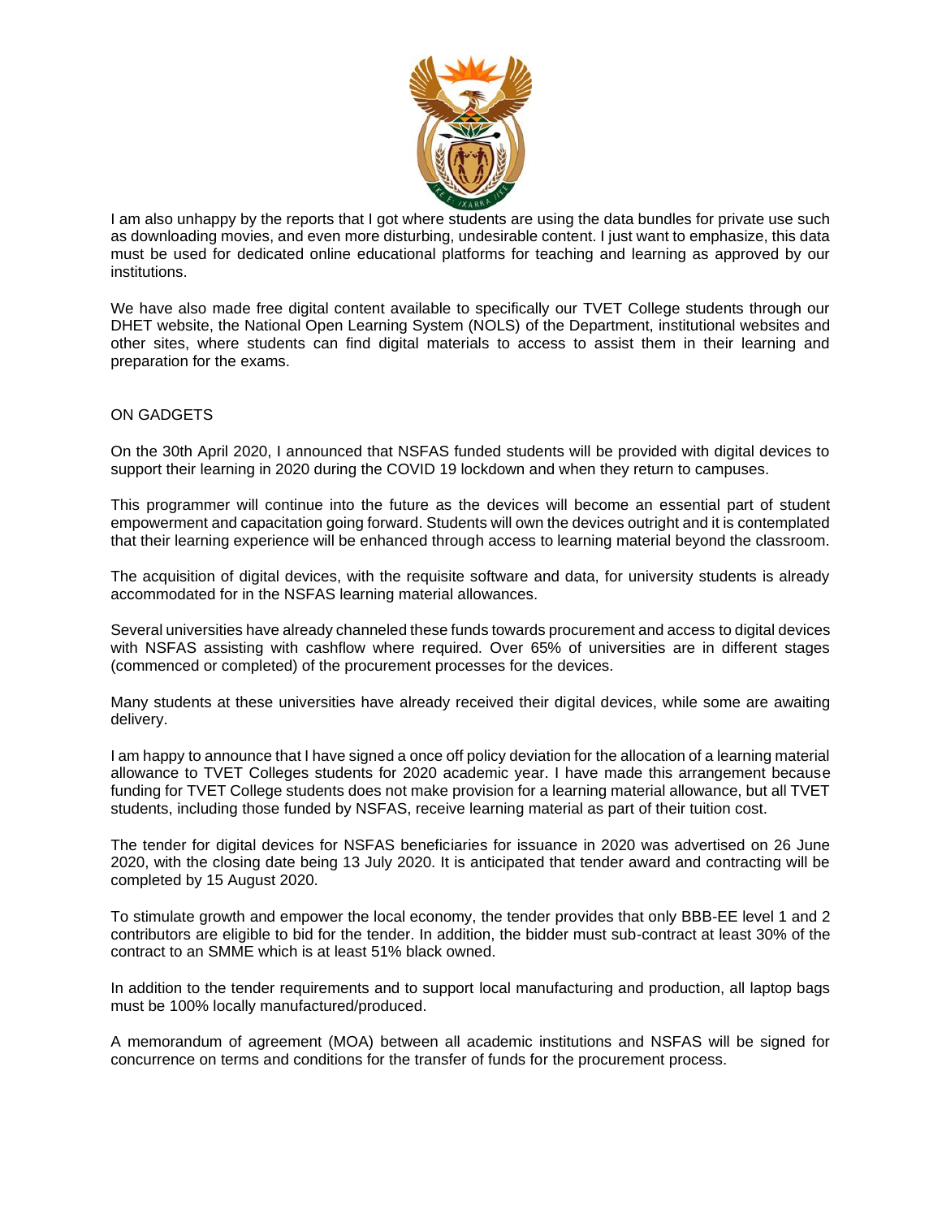I am also unhappy by the reports that I got where students are using the data bundles for private use such as downloading movies, and even more disturbing, undesirable content. I just want to emphasize, this data must be used for dedicated online educational platforms for teaching and learning as approved by our institutions.

We have also made free digital content available to specifically our TVET College students through our DHET website, the National Open Learning System (NOLS) of the Department, institutional websites and other sites, where students can find digital materials to access to assist them in their learning and preparation for the exams.

ON GADGETS

On the 30th April 2020, I announced that NSFAS funded students will be provided with digital devices to support their learning in 2020 during the COVID 19 lockdown and when they return to campuses.

This programmer will continue into the future as the devices will become an essential part of student empowerment and capacitation going forward. Students will own the devices outright and it is contemplated that their learning experience will be enhanced through access to learning material beyond the classroom.

The acquisition of digital devices, with the requisite software and data, for university students is already accommodated for in the NSFAS learning material allowances.

Several universities have already channeled these funds towards procurement and access to digital devices with NSFAS assisting with cashflow where required. Over 65% of universities are in different stages (commenced or completed) of the procurement processes for the devices.

Many students at these universities have already received their digital devices, while some are awaiting delivery.

I am happy to announce that I have signed a once off policy deviation for the allocation of a learning material allowance to TVET Colleges students for 2020 academic year. I have made this arrangement because funding for TVET College students does not make provision for a learning material allowance, but all TVET students, including those funded by NSFAS, receive learning material as part of their tuition cost.

The tender for digital devices for NSFAS beneficiaries for issuance in 2020 was advertised on 26 June 2020, with the closing date being 13 July 2020. It is anticipated that tender award and contracting will be completed by 15 August 2020.

To stimulate growth and empower the local economy, the tender provides that only BBB-EE level 1 and 2 contributors are eligible to bid for the tender. In addition, the bidder must sub-contract at least 30% of the contract to an SMME which is at least 51% black owned.

In addition to the tender requirements and to support local manufacturing and production, all laptop bags must be 100% locally manufactured/produced.

A memorandum of agreement (MOA) between all academic institutions and NSFAS will be signed for concurrence on terms and conditions for the transfer of funds for the procurement process.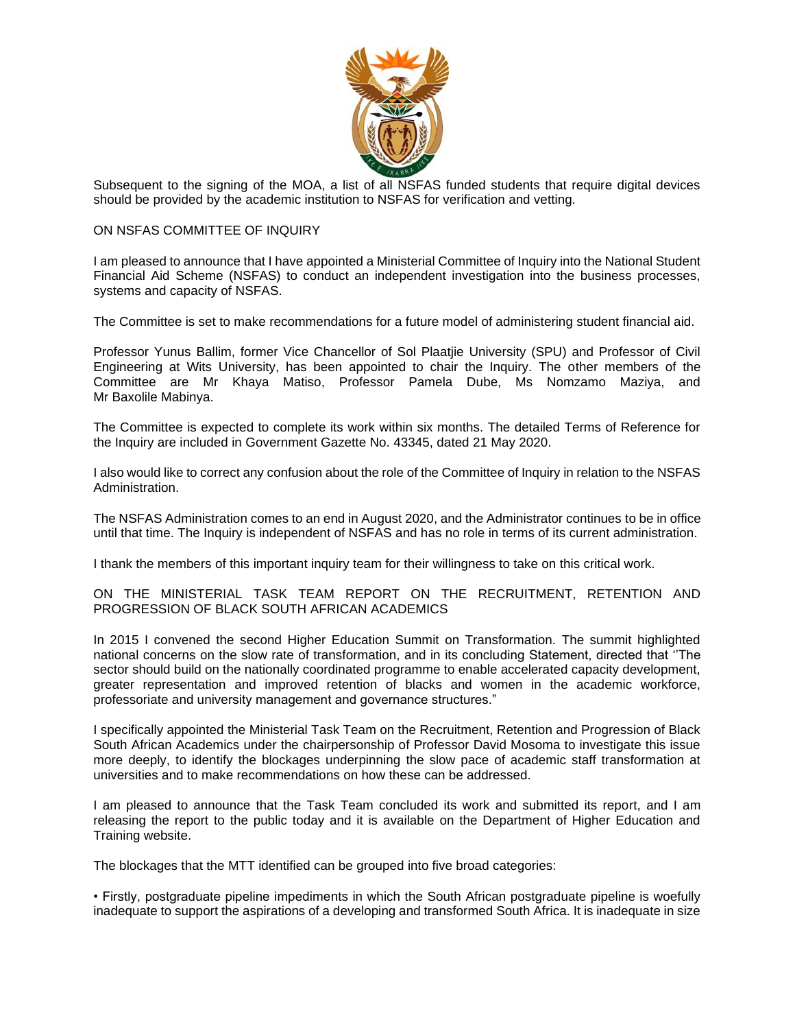Subsequent to the signing of the MOA, a list of all NSFAS funded students that require digital devices should be provided by the academic institution to NSFAS for verification and vetting.

## ON NSFAS COMMITTEE OF INQUIRY

I am pleased to announce that I have appointed a Ministerial Committee of Inquiry into the National Student Financial Aid Scheme (NSFAS) to conduct an independent investigation into the business processes, systems and capacity of NSFAS.

The Committee is set to make recommendations for a future model of administering student financial aid.

Professor Yunus Ballim, former Vice Chancellor of Sol Plaatjie University (SPU) and Professor of Civil Engineering at Wits University, has been appointed to chair the Inquiry. The other members of the Committee are Mr Khaya Matiso, Professor Pamela Dube, Ms Nomzamo Maziya, and Mr Baxolile Mabinya.

The Committee is expected to complete its work within six months. The detailed Terms of Reference for the Inquiry are included in Government Gazette No. 43345, dated 21 May 2020.

I also would like to correct any confusion about the role of the Committee of Inquiry in relation to the NSFAS Administration.

The NSFAS Administration comes to an end in August 2020, and the Administrator continues to be in office until that time. The Inquiry is independent of NSFAS and has no role in terms of its current administration.

I thank the members of this important inquiry team for their willingness to take on this critical work.

## ON THE MINISTERIAL TASK TEAM REPORT ON THE RECRUITMENT, RETENTION AND PROGRESSION OF BLACK SOUTH AFRICAN ACADEMICS

In 2015 I convened the second Higher Education Summit on Transformation. The summit highlighted national concerns on the slow rate of transformation, and in its concluding Statement, directed that ''The sector should build on the nationally coordinated programme to enable accelerated capacity development, greater representation and improved retention of blacks and women in the academic workforce, professoriate and university management and governance structures."

I specifically appointed the Ministerial Task Team on the Recruitment, Retention and Progression of Black South African Academics under the chairpersonship of Professor David Mosoma to investigate this issue more deeply, to identify the blockages underpinning the slow pace of academic staff transformation at universities and to make recommendations on how these can be addressed.

I am pleased to announce that the Task Team concluded its work and submitted its report, and I am releasing the report to the public today and it is available on the Department of Higher Education and Training website.

The blockages that the MTT identified can be grouped into five broad categories:

- Firstly, postgraduate pipeline impediments in which the South African postgraduate pipeline is woefully inadequate to support the aspirations of a developing and transformed South Africa. It is inadequate in size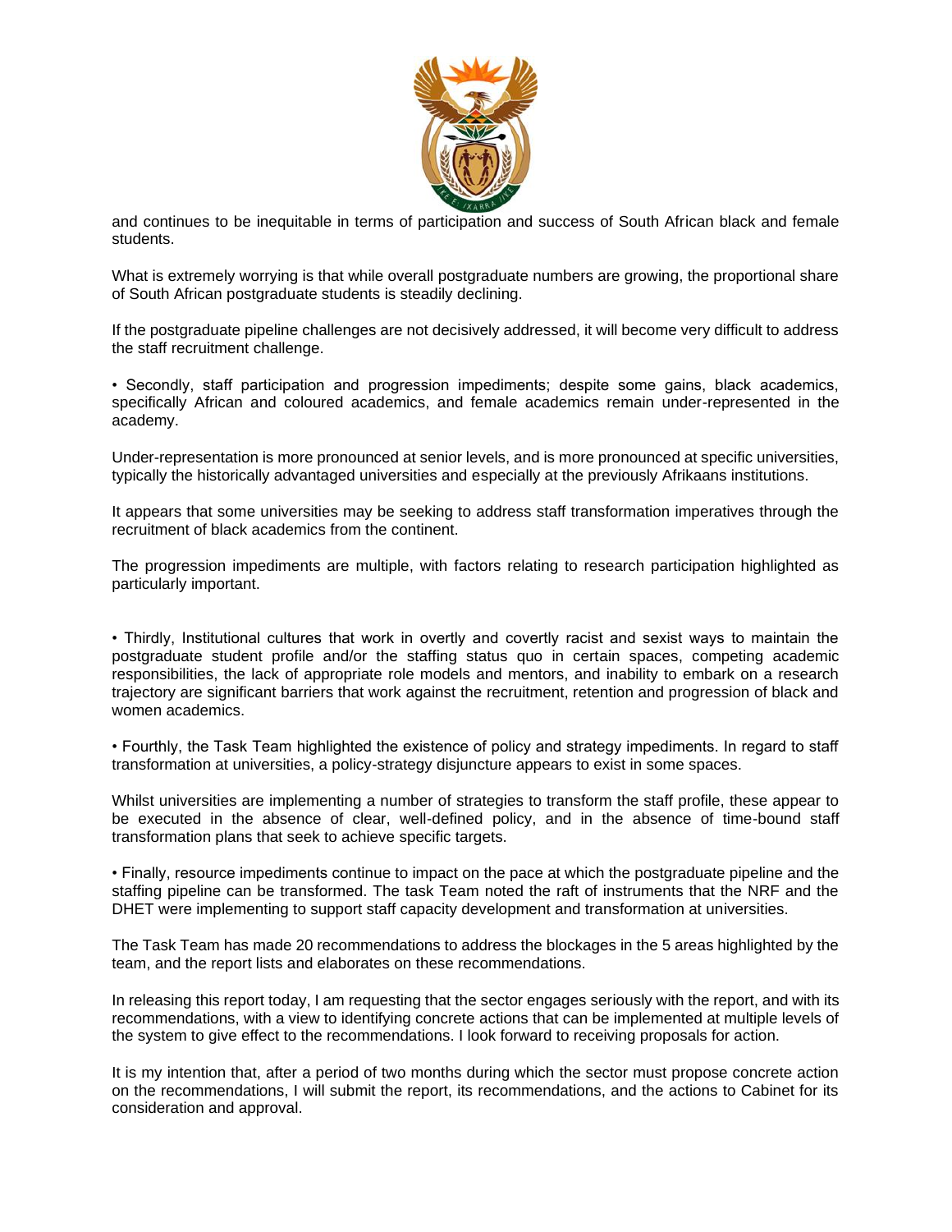and continues to be inequitable in terms of participation and success of South African black and female students.

What is extremely worrying is that while overall postgraduate numbers are growing, the proportional share of South African postgraduate students is steadily declining.

If the postgraduate pipeline challenges are not decisively addressed, it will become very difficult to address the staff recruitment challenge.

• Secondly, staff participation and progression impediments; despite some gains, black academics, specifically African and coloured academics, and female academics remain under-represented in the academy.

Under-representation is more pronounced at senior levels, and is more pronounced at specific universities, typically the historically advantaged universities and especially at the previously Afrikaans institutions.

It appears that some universities may be seeking to address staff transformation imperatives through the recruitment of black academics from the continent.

The progression impediments are multiple, with factors relating to research participation highlighted as particularly important.

• Thirdly, Institutional cultures that work in overtly and covertly racist and sexist ways to maintain the postgraduate student profile and/or the staffing status quo in certain spaces, competing academic responsibilities, the lack of appropriate role models and mentors, and inability to embark on a research trajectory are significant barriers that work against the recruitment, retention and progression of black and women academics.

• Fourthly, the Task Team highlighted the existence of policy and strategy impediments. In regard to staff transformation at universities, a policy-strategy disjuncture appears to exist in some spaces.

Whilst universities are implementing a number of strategies to transform the staff profile, these appear to be executed in the absence of clear, well-defined policy, and in the absence of time-bound staff transformation plans that seek to achieve specific targets.

• Finally, resource impediments continue to impact on the pace at which the postgraduate pipeline and the staffing pipeline can be transformed. The task Team noted the raft of instruments that the NRF and the DHET were implementing to support staff capacity development and transformation at universities.

The Task Team has made 20 recommendations to address the blockages in the 5 areas highlighted by the team, and the report lists and elaborates on these recommendations.

In releasing this report today, I am requesting that the sector engages seriously with the report, and with its recommendations, with a view to identifying concrete actions that can be implemented at multiple levels of the system to give effect to the recommendations. I look forward to receiving proposals for action.

It is my intention that, after a period of two months during which the sector must propose concrete action on the recommendations, I will submit the report, its recommendations, and the actions to Cabinet for its consideration and approval.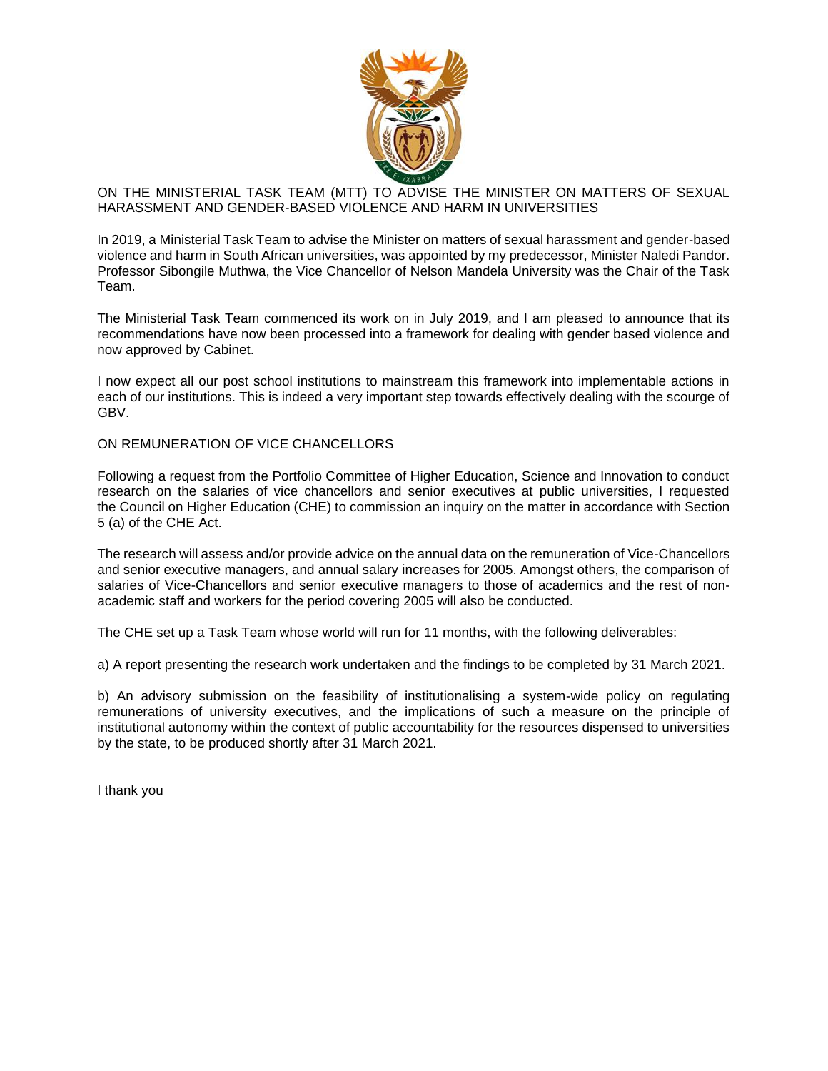## ON THE MINISTERIAL TASK TEAM (MTT) TO ADVISE THE MINISTER ON MATTERS OF SEXUAL HARASSMENT AND GENDER-BASED VIOLENCE AND HARM IN UNIVERSITIES

In 2019, a Ministerial Task Team to advise the Minister on matters of sexual harassment and gender-based violence and harm in South African universities, was appointed by my predecessor, Minister Naledi Pandor. Professor Sibongile Muthwa, the Vice Chancellor of Nelson Mandela University was the Chair of the Task Team.

The Ministerial Task Team commenced its work on in July 2019, and I am pleased to announce that its recommendations have now been processed into a framework for dealing with gender based violence and now approved by Cabinet.

I now expect all our post school institutions to mainstream this framework into implementable actions in each of our institutions. This is indeed a very important step towards effectively dealing with the scourge of GBV.

## ON REMUNERATION OF VICE CHANCELLORS

Following a request from the Portfolio Committee of Higher Education, Science and Innovation to conduct research on the salaries of vice chancellors and senior executives at public universities, I requested the Council on Higher Education (CHE) to commission an inquiry on the matter in accordance with Section 5 (a) of the CHE Act.

The research will assess and/or provide advice on the annual data on the remuneration of Vice-Chancellors and senior executive managers, and annual salary increases for 2005. Amongst others, the comparison of salaries of Vice-Chancellors and senior executive managers to those of academics and the rest of non-academic staff and workers for the period covering 2005 will also be conducted.

The CHE set up a Task Team whose world will run for 11 months, with the following deliverables:

a) A report presenting the research work undertaken and the findings to be completed by 31 March 2021.

b) An advisory submission on the feasibility of institutionalising a system-wide policy on regulating remunerations of university executives, and the implications of such a measure on the principle of institutional autonomy within the context of public accountability for the resources dispensed to universities by the state, to be produced shortly after 31 March 2021.

I thank you